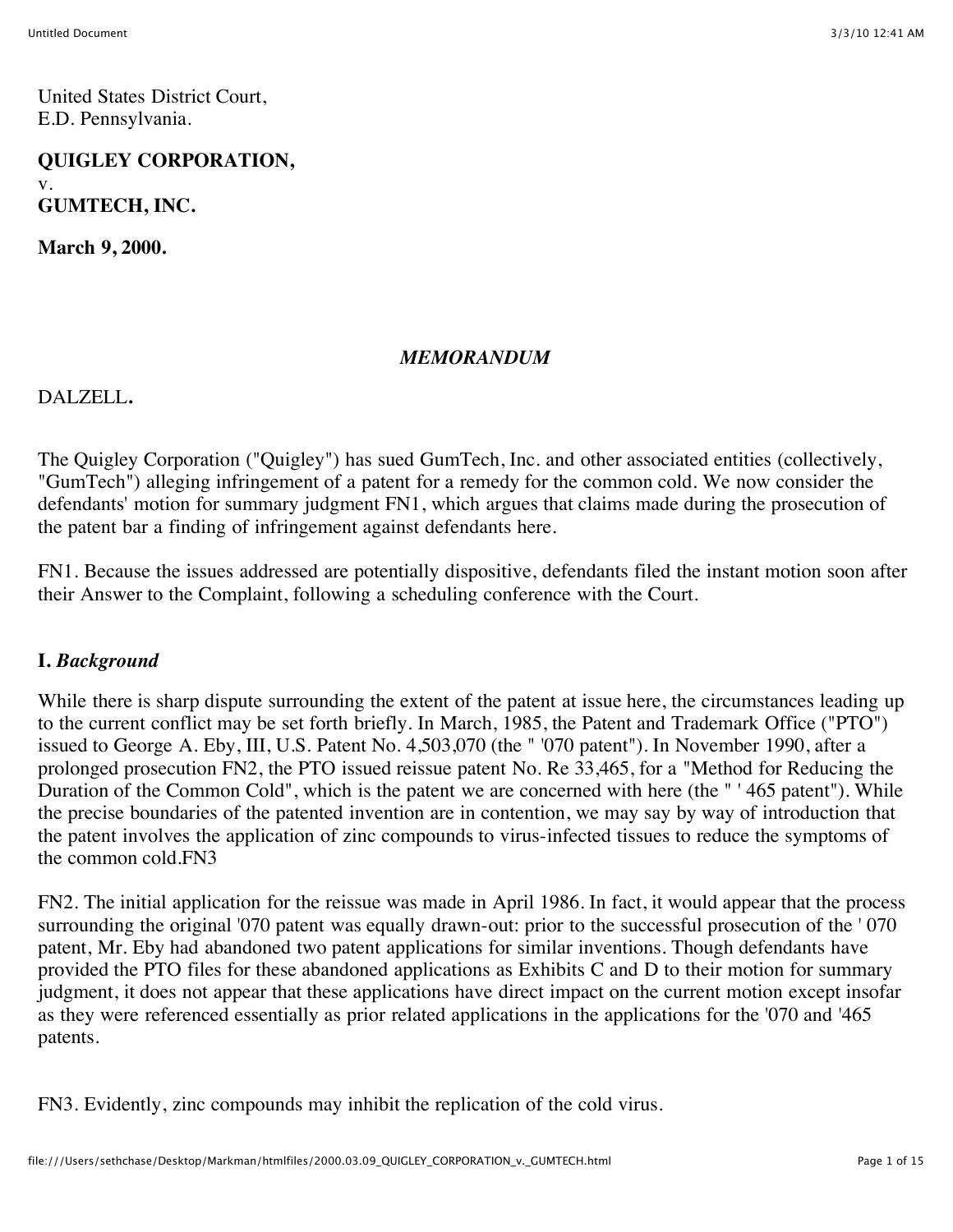United States District Court,
E.D. Pennsylvania.

**QUIGLEY CORPORATION,**
v.
**GUMTECH, INC.**

**March 9, 2000.**

*MEMORANDUM*

DALZELL**.**

The Quigley Corporation ("Quigley") has sued GumTech, Inc. and other associated entities (collectively, "GumTech") alleging infringement of a patent for a remedy for the common cold. We now consider the defendants' motion for summary judgment FN1, which argues that claims made during the prosecution of the patent bar a finding of infringement against defendants here.

FN1. Because the issues addressed are potentially dispositive, defendants filed the instant motion soon after their Answer to the Complaint, following a scheduling conference with the Court.

## I. *Background*

While there is sharp dispute surrounding the extent of the patent at issue here, the circumstances leading up to the current conflict may be set forth briefly. In March, 1985, the Patent and Trademark Office ("PTO") issued to George A. Eby, III, U.S. Patent No. 4,503,070 (the " '070 patent"). In November 1990, after a prolonged prosecution FN2, the PTO issued reissue patent No. Re 33,465, for a "Method for Reducing the Duration of the Common Cold", which is the patent we are concerned with here (the " ' 465 patent"). While the precise boundaries of the patented invention are in contention, we may say by way of introduction that the patent involves the application of zinc compounds to virus-infected tissues to reduce the symptoms of the common cold.FN3

FN2. The initial application for the reissue was made in April 1986. In fact, it would appear that the process surrounding the original '070 patent was equally drawn-out: prior to the successful prosecution of the ' 070 patent, Mr. Eby had abandoned two patent applications for similar inventions. Though defendants have provided the PTO files for these abandoned applications as Exhibits C and D to their motion for summary judgment, it does not appear that these applications have direct impact on the current motion except insofar as they were referenced essentially as prior related applications in the applications for the '070 and '465 patents.

FN3. Evidently, zinc compounds may inhibit the replication of the cold virus.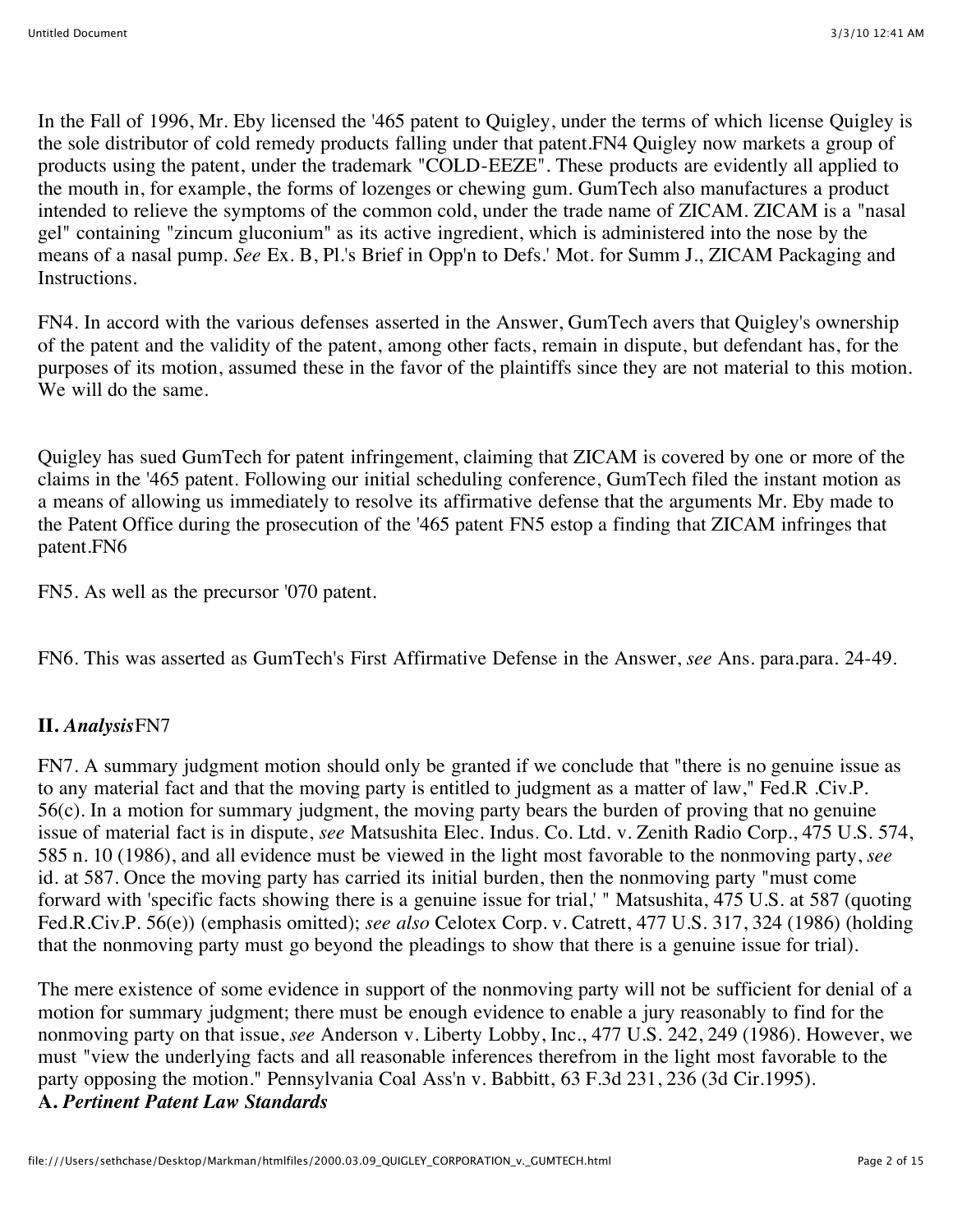In the Fall of 1996, Mr. Eby licensed the '465 patent to Quigley, under the terms of which license Quigley is the sole distributor of cold remedy products falling under that patent.FN4 Quigley now markets a group of products using the patent, under the trademark "COLD-EEZE". These products are evidently all applied to the mouth in, for example, the forms of lozenges or chewing gum. GumTech also manufactures a product intended to relieve the symptoms of the common cold, under the trade name of ZICAM. ZICAM is a "nasal gel" containing "zincum gluconium" as its active ingredient, which is administered into the nose by the means of a nasal pump. *See* Ex. B, Pl.'s Brief in Opp'n to Defs.' Mot. for Summ J., ZICAM Packaging and Instructions.

FN4. In accord with the various defenses asserted in the Answer, GumTech avers that Quigley's ownership of the patent and the validity of the patent, among other facts, remain in dispute, but defendant has, for the purposes of its motion, assumed these in the favor of the plaintiffs since they are not material to this motion. We will do the same.

Quigley has sued GumTech for patent infringement, claiming that ZICAM is covered by one or more of the claims in the '465 patent. Following our initial scheduling conference, GumTech filed the instant motion as a means of allowing us immediately to resolve its affirmative defense that the arguments Mr. Eby made to the Patent Office during the prosecution of the '465 patent FN5 estop a finding that ZICAM infringes that patent.FN6

FN5. As well as the precursor '070 patent.

FN6. This was asserted as GumTech's First Affirmative Defense in the Answer, *see* Ans. para.para. 24-49.

## II. *Analysis*FN7

FN7. A summary judgment motion should only be granted if we conclude that "there is no genuine issue as to any material fact and that the moving party is entitled to judgment as a matter of law," Fed.R .Civ.P. 56(c). In a motion for summary judgment, the moving party bears the burden of proving that no genuine issue of material fact is in dispute, *see* Matsushita Elec. Indus. Co. Ltd. v. Zenith Radio Corp., 475 U.S. 574, 585 n. 10 (1986), and all evidence must be viewed in the light most favorable to the nonmoving party, *see* id. at 587. Once the moving party has carried its initial burden, then the nonmoving party "must come forward with 'specific facts showing there is a genuine issue for trial,' " Matsushita, 475 U.S. at 587 (quoting Fed.R.Civ.P. 56(e)) (emphasis omitted); *see also* Celotex Corp. v. Catrett, 477 U.S. 317, 324 (1986) (holding that the nonmoving party must go beyond the pleadings to show that there is a genuine issue for trial).

The mere existence of some evidence in support of the nonmoving party will not be sufficient for denial of a motion for summary judgment; there must be enough evidence to enable a jury reasonably to find for the nonmoving party on that issue, *see* Anderson v. Liberty Lobby, Inc., 477 U.S. 242, 249 (1986). However, we must "view the underlying facts and all reasonable inferences therefrom in the light most favorable to the party opposing the motion." Pennsylvania Coal Ass'n v. Babbitt, 63 F.3d 231, 236 (3d Cir.1995).

### A. *Pertinent Patent Law Standards*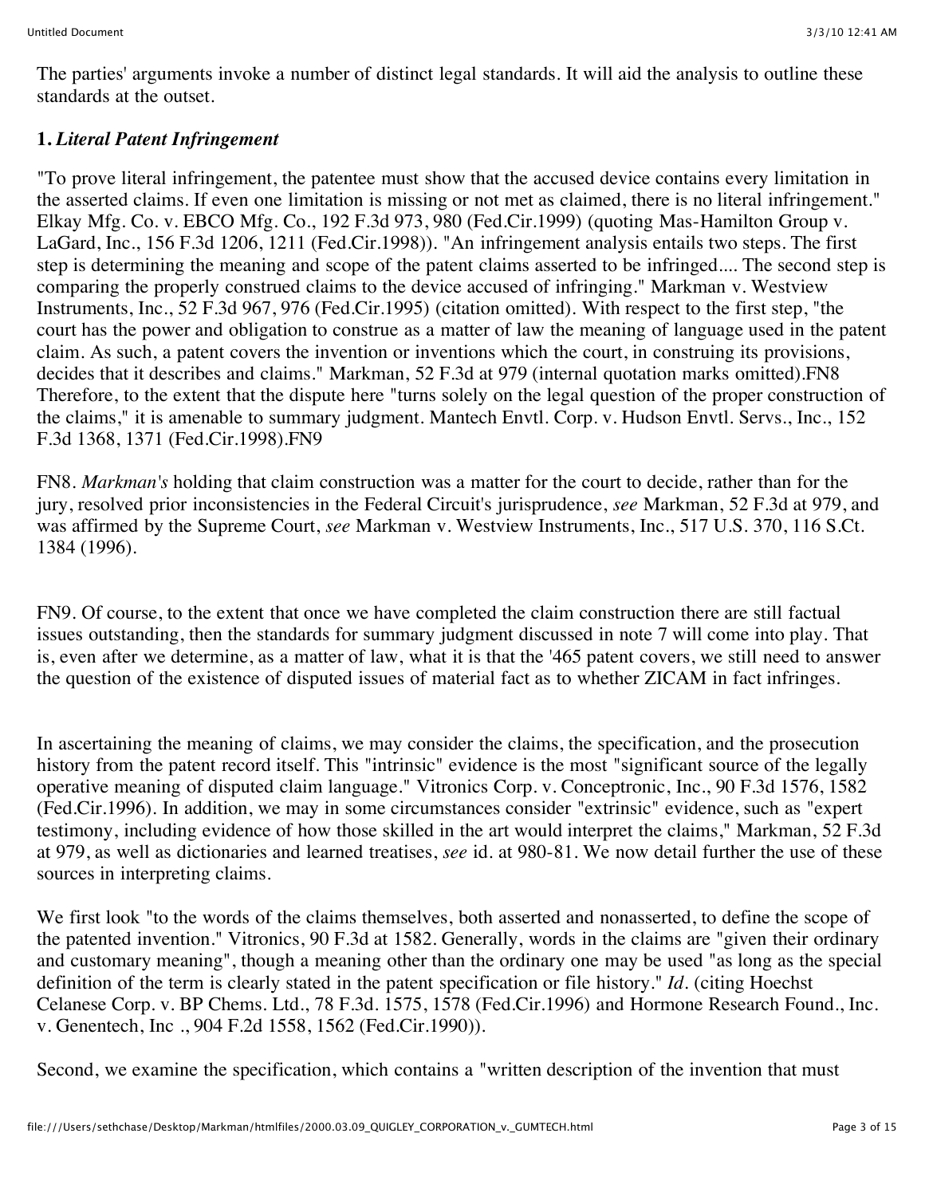The parties' arguments invoke a number of distinct legal standards. It will aid the analysis to outline these standards at the outset.

**1.** ***Literal Patent Infringement***

"To prove literal infringement, the patentee must show that the accused device contains every limitation in the asserted claims. If even one limitation is missing or not met as claimed, there is no literal infringement." Elkay Mfg. Co. v. EBCO Mfg. Co., 192 F.3d 973, 980 (Fed.Cir.1999) (quoting Mas-Hamilton Group v. LaGard, Inc., 156 F.3d 1206, 1211 (Fed.Cir.1998)). "An infringement analysis entails two steps. The first step is determining the meaning and scope of the patent claims asserted to be infringed.... The second step is comparing the properly construed claims to the device accused of infringing." Markman v. Westview Instruments, Inc., 52 F.3d 967, 976 (Fed.Cir.1995) (citation omitted). With respect to the first step, "the court has the power and obligation to construe as a matter of law the meaning of language used in the patent claim. As such, a patent covers the invention or inventions which the court, in construing its provisions, decides that it describes and claims." Markman, 52 F.3d at 979 (internal quotation marks omitted).FN8 Therefore, to the extent that the dispute here "turns solely on the legal question of the proper construction of the claims," it is amenable to summary judgment. Mantech Envtl. Corp. v. Hudson Envtl. Servs., Inc., 152 F.3d 1368, 1371 (Fed.Cir.1998).FN9

FN8. *Markman's* holding that claim construction was a matter for the court to decide, rather than for the jury, resolved prior inconsistencies in the Federal Circuit's jurisprudence, *see* Markman, 52 F.3d at 979, and was affirmed by the Supreme Court, *see* Markman v. Westview Instruments, Inc., 517 U.S. 370, 116 S.Ct. 1384 (1996).

FN9. Of course, to the extent that once we have completed the claim construction there are still factual issues outstanding, then the standards for summary judgment discussed in note 7 will come into play. That is, even after we determine, as a matter of law, what it is that the '465 patent covers, we still need to answer the question of the existence of disputed issues of material fact as to whether ZICAM in fact infringes.

In ascertaining the meaning of claims, we may consider the claims, the specification, and the prosecution history from the patent record itself. This "intrinsic" evidence is the most "significant source of the legally operative meaning of disputed claim language." Vitronics Corp. v. Conceptronic, Inc., 90 F.3d 1576, 1582 (Fed.Cir.1996). In addition, we may in some circumstances consider "extrinsic" evidence, such as "expert testimony, including evidence of how those skilled in the art would interpret the claims," Markman, 52 F.3d at 979, as well as dictionaries and learned treatises, *see* id. at 980-81. We now detail further the use of these sources in interpreting claims.

We first look "to the words of the claims themselves, both asserted and nonasserted, to define the scope of the patented invention." Vitronics, 90 F.3d at 1582. Generally, words in the claims are "given their ordinary and customary meaning", though a meaning other than the ordinary one may be used "as long as the special definition of the term is clearly stated in the patent specification or file history." *Id.* (citing Hoechst Celanese Corp. v. BP Chems. Ltd., 78 F.3d. 1575, 1578 (Fed.Cir.1996) and Hormone Research Found., Inc. v. Genentech, Inc ., 904 F.2d 1558, 1562 (Fed.Cir.1990)).

Second, we examine the specification, which contains a "written description of the invention that must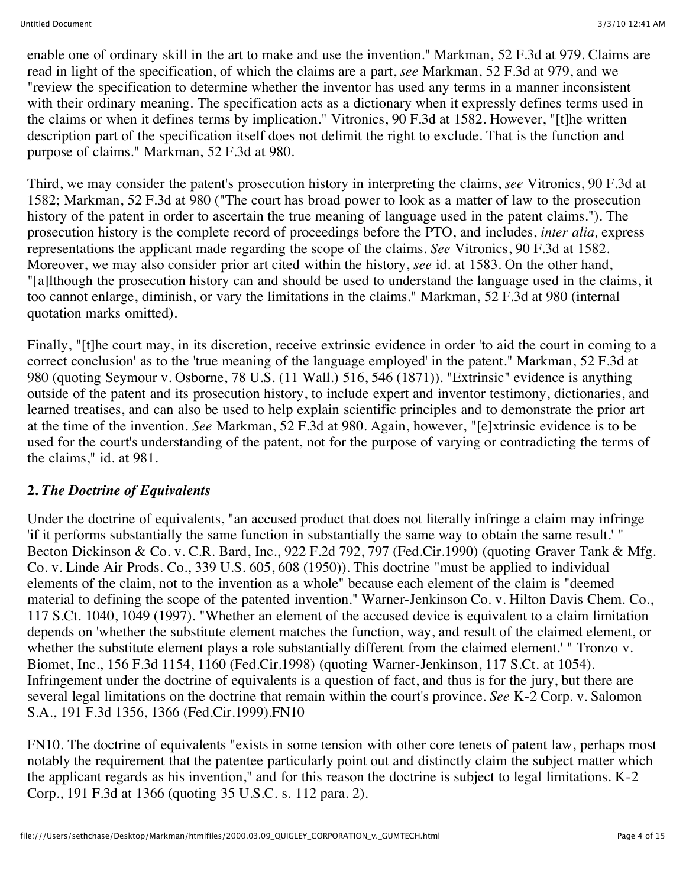enable one of ordinary skill in the art to make and use the invention." Markman, 52 F.3d at 979. Claims are read in light of the specification, of which the claims are a part, *see* Markman, 52 F.3d at 979, and we "review the specification to determine whether the inventor has used any terms in a manner inconsistent with their ordinary meaning. The specification acts as a dictionary when it expressly defines terms used in the claims or when it defines terms by implication." Vitronics, 90 F.3d at 1582. However, "[t]he written description part of the specification itself does not delimit the right to exclude. That is the function and purpose of claims." Markman, 52 F.3d at 980.

Third, we may consider the patent's prosecution history in interpreting the claims, *see* Vitronics, 90 F.3d at 1582; Markman, 52 F.3d at 980 ("The court has broad power to look as a matter of law to the prosecution history of the patent in order to ascertain the true meaning of language used in the patent claims."). The prosecution history is the complete record of proceedings before the PTO, and includes, *inter alia,* express representations the applicant made regarding the scope of the claims. *See* Vitronics, 90 F.3d at 1582. Moreover, we may also consider prior art cited within the history, *see* id. at 1583. On the other hand, "[a]lthough the prosecution history can and should be used to understand the language used in the claims, it too cannot enlarge, diminish, or vary the limitations in the claims." Markman, 52 F.3d at 980 (internal quotation marks omitted).

Finally, "[t]he court may, in its discretion, receive extrinsic evidence in order 'to aid the court in coming to a correct conclusion' as to the 'true meaning of the language employed' in the patent." Markman, 52 F.3d at 980 (quoting Seymour v. Osborne, 78 U.S. (11 Wall.) 516, 546 (1871)). "Extrinsic" evidence is anything outside of the patent and its prosecution history, to include expert and inventor testimony, dictionaries, and learned treatises, and can also be used to help explain scientific principles and to demonstrate the prior art at the time of the invention. *See* Markman, 52 F.3d at 980. Again, however, "[e]xtrinsic evidence is to be used for the court's understanding of the patent, not for the purpose of varying or contradicting the terms of the claims," id. at 981.

**2.** ***The Doctrine of Equivalents***

Under the doctrine of equivalents, "an accused product that does not literally infringe a claim may infringe 'if it performs substantially the same function in substantially the same way to obtain the same result.' " Becton Dickinson & Co. v. C.R. Bard, Inc., 922 F.2d 792, 797 (Fed.Cir.1990) (quoting Graver Tank & Mfg. Co. v. Linde Air Prods. Co., 339 U.S. 605, 608 (1950)). This doctrine "must be applied to individual elements of the claim, not to the invention as a whole" because each element of the claim is "deemed material to defining the scope of the patented invention." Warner-Jenkinson Co. v. Hilton Davis Chem. Co., 117 S.Ct. 1040, 1049 (1997). "Whether an element of the accused device is equivalent to a claim limitation depends on 'whether the substitute element matches the function, way, and result of the claimed element, or whether the substitute element plays a role substantially different from the claimed element.' " Tronzo v. Biomet, Inc., 156 F.3d 1154, 1160 (Fed.Cir.1998) (quoting Warner-Jenkinson, 117 S.Ct. at 1054). Infringement under the doctrine of equivalents is a question of fact, and thus is for the jury, but there are several legal limitations on the doctrine that remain within the court's province. *See* K-2 Corp. v. Salomon S.A., 191 F.3d 1356, 1366 (Fed.Cir.1999).FN10

FN10. The doctrine of equivalents "exists in some tension with other core tenets of patent law, perhaps most notably the requirement that the patentee particularly point out and distinctly claim the subject matter which the applicant regards as his invention," and for this reason the doctrine is subject to legal limitations. K-2 Corp., 191 F.3d at 1366 (quoting 35 U.S.C. s. 112 para. 2).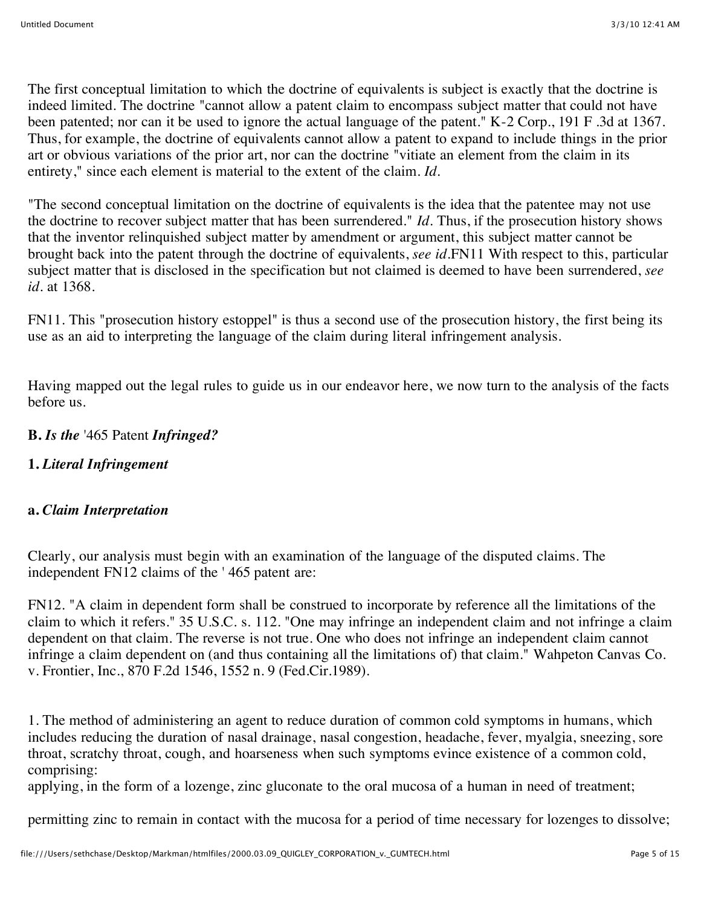The first conceptual limitation to which the doctrine of equivalents is subject is exactly that the doctrine is indeed limited. The doctrine "cannot allow a patent claim to encompass subject matter that could not have been patented; nor can it be used to ignore the actual language of the patent." K-2 Corp., 191 F .3d at 1367. Thus, for example, the doctrine of equivalents cannot allow a patent to expand to include things in the prior art or obvious variations of the prior art, nor can the doctrine "vitiate an element from the claim in its entirety," since each element is material to the extent of the claim. *Id.*

"The second conceptual limitation on the doctrine of equivalents is the idea that the patentee may not use the doctrine to recover subject matter that has been surrendered." *Id.* Thus, if the prosecution history shows that the inventor relinquished subject matter by amendment or argument, this subject matter cannot be brought back into the patent through the doctrine of equivalents, *see id.*FN11 With respect to this, particular subject matter that is disclosed in the specification but not claimed is deemed to have been surrendered, *see id.* at 1368.

FN11. This "prosecution history estoppel" is thus a second use of the prosecution history, the first being its use as an aid to interpreting the language of the claim during literal infringement analysis.

Having mapped out the legal rules to guide us in our endeavor here, we now turn to the analysis of the facts before us.

**B.** ***Is the*** '465 Patent ***Infringed?***

**1.** ***Literal Infringement***

**a.** ***Claim Interpretation***

Clearly, our analysis must begin with an examination of the language of the disputed claims. The independent FN12 claims of the ' 465 patent are:

FN12. "A claim in dependent form shall be construed to incorporate by reference all the limitations of the claim to which it refers." 35 U.S.C. s. 112. "One may infringe an independent claim and not infringe a claim dependent on that claim. The reverse is not true. One who does not infringe an independent claim cannot infringe a claim dependent on (and thus containing all the limitations of) that claim." Wahpeton Canvas Co. v. Frontier, Inc., 870 F.2d 1546, 1552 n. 9 (Fed.Cir.1989).

1. The method of administering an agent to reduce duration of common cold symptoms in humans, which includes reducing the duration of nasal drainage, nasal congestion, headache, fever, myalgia, sneezing, sore throat, scratchy throat, cough, and hoarseness when such symptoms evince existence of a common cold, comprising:
applying, in the form of a lozenge, zinc gluconate to the oral mucosa of a human in need of treatment;

permitting zinc to remain in contact with the mucosa for a period of time necessary for lozenges to dissolve;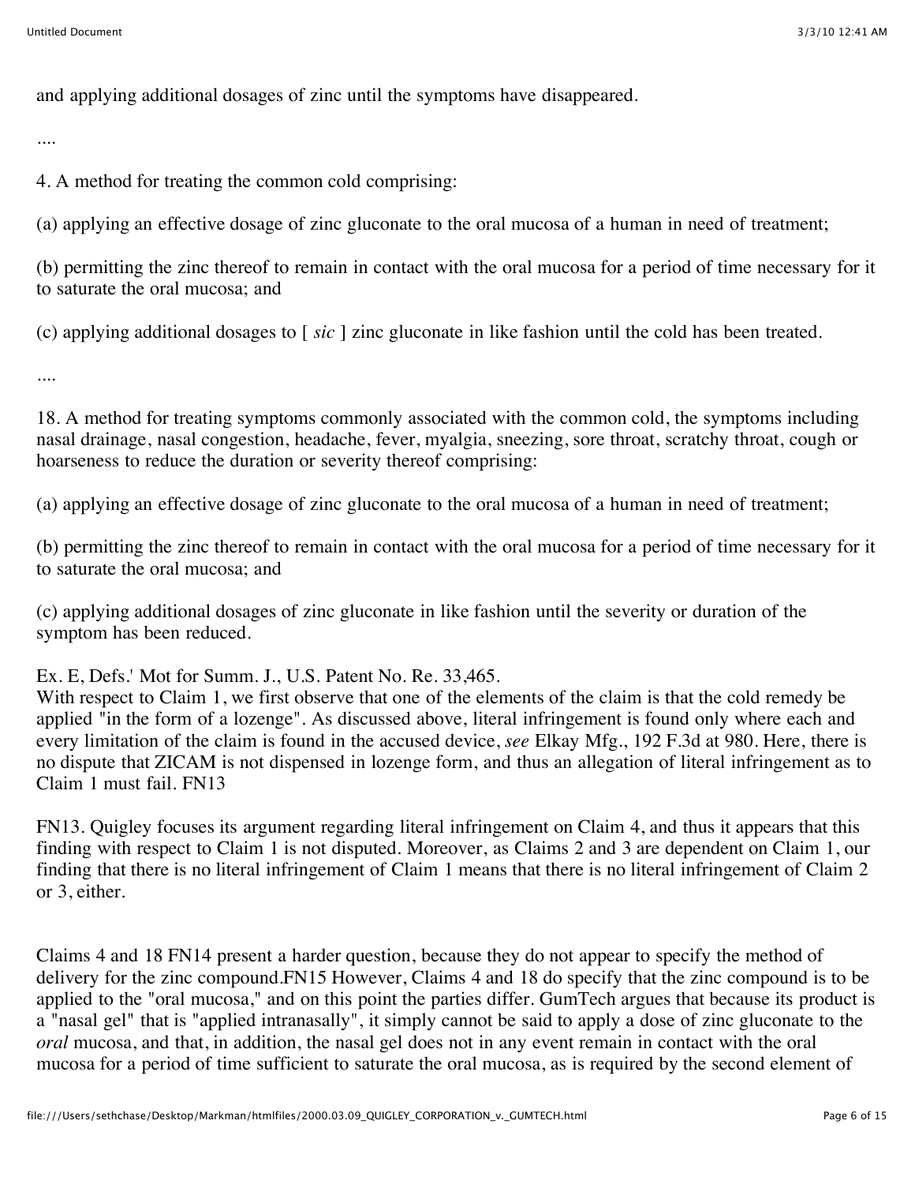and applying additional dosages of zinc until the symptoms have disappeared.

....

4. A method for treating the common cold comprising:

(a) applying an effective dosage of zinc gluconate to the oral mucosa of a human in need of treatment;

(b) permitting the zinc thereof to remain in contact with the oral mucosa for a period of time necessary for it to saturate the oral mucosa; and

(c) applying additional dosages to [ *sic* ] zinc gluconate in like fashion until the cold has been treated.

....

18. A method for treating symptoms commonly associated with the common cold, the symptoms including nasal drainage, nasal congestion, headache, fever, myalgia, sneezing, sore throat, scratchy throat, cough or hoarseness to reduce the duration or severity thereof comprising:

(a) applying an effective dosage of zinc gluconate to the oral mucosa of a human in need of treatment;

(b) permitting the zinc thereof to remain in contact with the oral mucosa for a period of time necessary for it to saturate the oral mucosa; and

(c) applying additional dosages of zinc gluconate in like fashion until the severity or duration of the symptom has been reduced.

Ex. E, Defs.' Mot for Summ. J., U.S. Patent No. Re. 33,465.

With respect to Claim 1, we first observe that one of the elements of the claim is that the cold remedy be applied "in the form of a lozenge". As discussed above, literal infringement is found only where each and every limitation of the claim is found in the accused device, *see* Elkay Mfg., 192 F.3d at 980. Here, there is no dispute that ZICAM is not dispensed in lozenge form, and thus an allegation of literal infringement as to Claim 1 must fail. FN13

FN13. Quigley focuses its argument regarding literal infringement on Claim 4, and thus it appears that this finding with respect to Claim 1 is not disputed. Moreover, as Claims 2 and 3 are dependent on Claim 1, our finding that there is no literal infringement of Claim 1 means that there is no literal infringement of Claim 2 or 3, either.

Claims 4 and 18 FN14 present a harder question, because they do not appear to specify the method of delivery for the zinc compound.FN15 However, Claims 4 and 18 do specify that the zinc compound is to be applied to the "oral mucosa," and on this point the parties differ. GumTech argues that because its product is a "nasal gel" that is "applied intranasally", it simply cannot be said to apply a dose of zinc gluconate to the *oral* mucosa, and that, in addition, the nasal gel does not in any event remain in contact with the oral mucosa for a period of time sufficient to saturate the oral mucosa, as is required by the second element of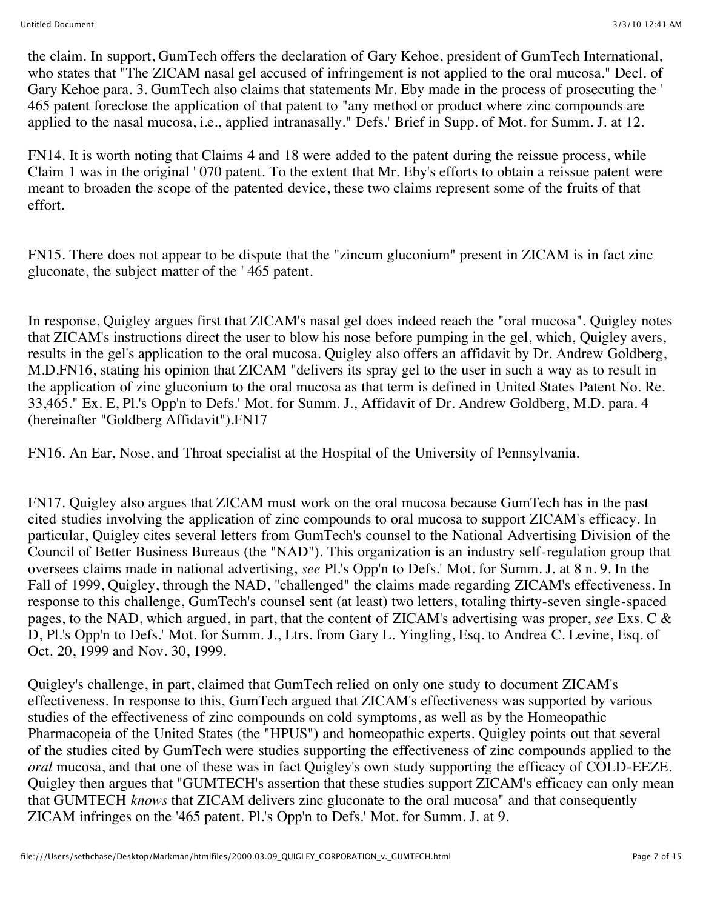the claim. In support, GumTech offers the declaration of Gary Kehoe, president of GumTech International, who states that "The ZICAM nasal gel accused of infringement is not applied to the oral mucosa." Decl. of Gary Kehoe para. 3. GumTech also claims that statements Mr. Eby made in the process of prosecuting the ' 465 patent foreclose the application of that patent to "any method or product where zinc compounds are applied to the nasal mucosa, i.e., applied intranasally." Defs.' Brief in Supp. of Mot. for Summ. J. at 12.

FN14. It is worth noting that Claims 4 and 18 were added to the patent during the reissue process, while Claim 1 was in the original ' 070 patent. To the extent that Mr. Eby's efforts to obtain a reissue patent were meant to broaden the scope of the patented device, these two claims represent some of the fruits of that effort.

FN15. There does not appear to be dispute that the "zincum gluconium" present in ZICAM is in fact zinc gluconate, the subject matter of the ' 465 patent.

In response, Quigley argues first that ZICAM's nasal gel does indeed reach the "oral mucosa". Quigley notes that ZICAM's instructions direct the user to blow his nose before pumping in the gel, which, Quigley avers, results in the gel's application to the oral mucosa. Quigley also offers an affidavit by Dr. Andrew Goldberg, M.D.FN16, stating his opinion that ZICAM "delivers its spray gel to the user in such a way as to result in the application of zinc gluconium to the oral mucosa as that term is defined in United States Patent No. Re. 33,465." Ex. E, Pl.'s Opp'n to Defs.' Mot. for Summ. J., Affidavit of Dr. Andrew Goldberg, M.D. para. 4 (hereinafter "Goldberg Affidavit").FN17

FN16. An Ear, Nose, and Throat specialist at the Hospital of the University of Pennsylvania.

FN17. Quigley also argues that ZICAM must work on the oral mucosa because GumTech has in the past cited studies involving the application of zinc compounds to oral mucosa to support ZICAM's efficacy. In particular, Quigley cites several letters from GumTech's counsel to the National Advertising Division of the Council of Better Business Bureaus (the "NAD"). This organization is an industry self-regulation group that oversees claims made in national advertising, *see* Pl.'s Opp'n to Defs.' Mot. for Summ. J. at 8 n. 9. In the Fall of 1999, Quigley, through the NAD, "challenged" the claims made regarding ZICAM's effectiveness. In response to this challenge, GumTech's counsel sent (at least) two letters, totaling thirty-seven single-spaced pages, to the NAD, which argued, in part, that the content of ZICAM's advertising was proper, *see* Exs. C & D, Pl.'s Opp'n to Defs.' Mot. for Summ. J., Ltrs. from Gary L. Yingling, Esq. to Andrea C. Levine, Esq. of Oct. 20, 1999 and Nov. 30, 1999.

Quigley's challenge, in part, claimed that GumTech relied on only one study to document ZICAM's effectiveness. In response to this, GumTech argued that ZICAM's effectiveness was supported by various studies of the effectiveness of zinc compounds on cold symptoms, as well as by the Homeopathic Pharmacopeia of the United States (the "HPUS") and homeopathic experts. Quigley points out that several of the studies cited by GumTech were studies supporting the effectiveness of zinc compounds applied to the *oral* mucosa, and that one of these was in fact Quigley's own study supporting the efficacy of COLD-EEZE. Quigley then argues that "GUMTECH's assertion that these studies support ZICAM's efficacy can only mean that GUMTECH *knows* that ZICAM delivers zinc gluconate to the oral mucosa" and that consequently ZICAM infringes on the '465 patent. Pl.'s Opp'n to Defs.' Mot. for Summ. J. at 9.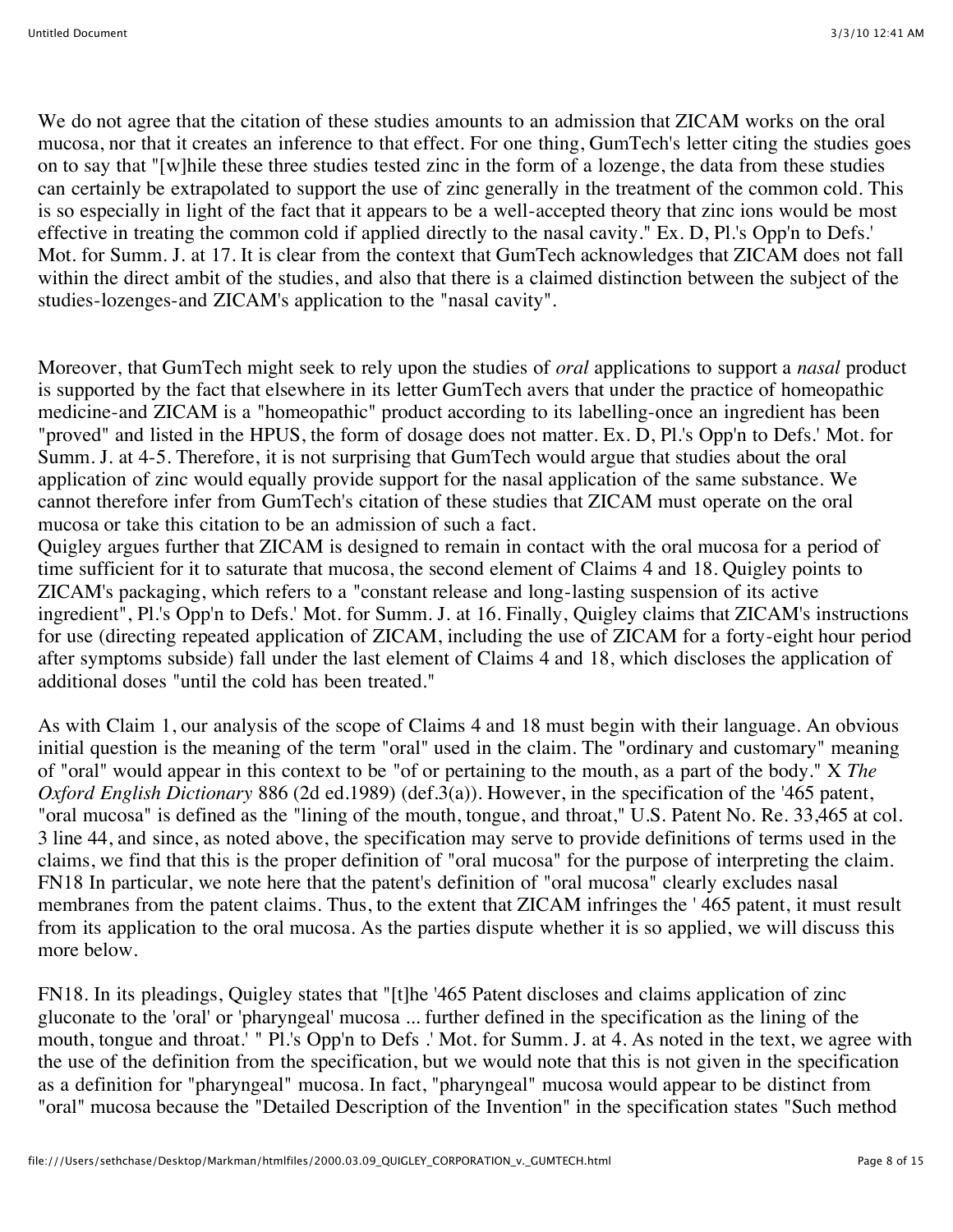We do not agree that the citation of these studies amounts to an admission that ZICAM works on the oral mucosa, nor that it creates an inference to that effect. For one thing, GumTech's letter citing the studies goes on to say that "[w]hile these three studies tested zinc in the form of a lozenge, the data from these studies can certainly be extrapolated to support the use of zinc generally in the treatment of the common cold. This is so especially in light of the fact that it appears to be a well-accepted theory that zinc ions would be most effective in treating the common cold if applied directly to the nasal cavity." Ex. D, Pl.'s Opp'n to Defs.' Mot. for Summ. J. at 17. It is clear from the context that GumTech acknowledges that ZICAM does not fall within the direct ambit of the studies, and also that there is a claimed distinction between the subject of the studies-lozenges-and ZICAM's application to the "nasal cavity".

Moreover, that GumTech might seek to rely upon the studies of *oral* applications to support a *nasal* product is supported by the fact that elsewhere in its letter GumTech avers that under the practice of homeopathic medicine-and ZICAM is a "homeopathic" product according to its labelling-once an ingredient has been "proved" and listed in the HPUS, the form of dosage does not matter. Ex. D, Pl.'s Opp'n to Defs.' Mot. for Summ. J. at 4-5. Therefore, it is not surprising that GumTech would argue that studies about the oral application of zinc would equally provide support for the nasal application of the same substance. We cannot therefore infer from GumTech's citation of these studies that ZICAM must operate on the oral mucosa or take this citation to be an admission of such a fact.

Quigley argues further that ZICAM is designed to remain in contact with the oral mucosa for a period of time sufficient for it to saturate that mucosa, the second element of Claims 4 and 18. Quigley points to ZICAM's packaging, which refers to a "constant release and long-lasting suspension of its active ingredient", Pl.'s Opp'n to Defs.' Mot. for Summ. J. at 16. Finally, Quigley claims that ZICAM's instructions for use (directing repeated application of ZICAM, including the use of ZICAM for a forty-eight hour period after symptoms subside) fall under the last element of Claims 4 and 18, which discloses the application of additional doses "until the cold has been treated."

As with Claim 1, our analysis of the scope of Claims 4 and 18 must begin with their language. An obvious initial question is the meaning of the term "oral" used in the claim. The "ordinary and customary" meaning of "oral" would appear in this context to be "of or pertaining to the mouth, as a part of the body." X *The Oxford English Dictionary* 886 (2d ed.1989) (def.3(a)). However, in the specification of the '465 patent, "oral mucosa" is defined as the "lining of the mouth, tongue, and throat," U.S. Patent No. Re. 33,465 at col. 3 line 44, and since, as noted above, the specification may serve to provide definitions of terms used in the claims, we find that this is the proper definition of "oral mucosa" for the purpose of interpreting the claim. FN18 In particular, we note here that the patent's definition of "oral mucosa" clearly excludes nasal membranes from the patent claims. Thus, to the extent that ZICAM infringes the ' 465 patent, it must result from its application to the oral mucosa. As the parties dispute whether it is so applied, we will discuss this more below.

FN18. In its pleadings, Quigley states that "[t]he '465 Patent discloses and claims application of zinc gluconate to the 'oral' or 'pharyngeal' mucosa ... further defined in the specification as the lining of the mouth, tongue and throat.' " Pl.'s Opp'n to Defs .' Mot. for Summ. J. at 4. As noted in the text, we agree with the use of the definition from the specification, but we would note that this is not given in the specification as a definition for "pharyngeal" mucosa. In fact, "pharyngeal" mucosa would appear to be distinct from "oral" mucosa because the "Detailed Description of the Invention" in the specification states "Such method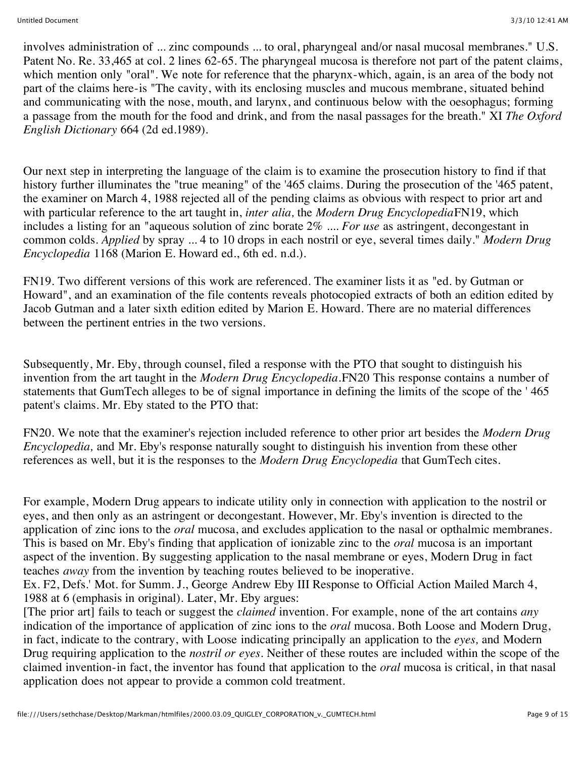involves administration of ... zinc compounds ... to oral, pharyngeal and/or nasal mucosal membranes." U.S. Patent No. Re. 33,465 at col. 2 lines 62-65. The pharyngeal mucosa is therefore not part of the patent claims, which mention only "oral". We note for reference that the pharynx-which, again, is an area of the body not part of the claims here-is "The cavity, with its enclosing muscles and mucous membrane, situated behind and communicating with the nose, mouth, and larynx, and continuous below with the oesophagus; forming a passage from the mouth for the food and drink, and from the nasal passages for the breath." XI *The Oxford English Dictionary* 664 (2d ed.1989).

Our next step in interpreting the language of the claim is to examine the prosecution history to find if that history further illuminates the "true meaning" of the '465 claims. During the prosecution of the '465 patent, the examiner on March 4, 1988 rejected all of the pending claims as obvious with respect to prior art and with particular reference to the art taught in, *inter alia,* the *Modern Drug Encyclopedia*FN19, which includes a listing for an "aqueous solution of zinc borate 2% .... *For use* as astringent, decongestant in common colds. *Applied* by spray ... 4 to 10 drops in each nostril or eye, several times daily." *Modern Drug Encyclopedia* 1168 (Marion E. Howard ed., 6th ed. n.d.).

FN19. Two different versions of this work are referenced. The examiner lists it as "ed. by Gutman or Howard", and an examination of the file contents reveals photocopied extracts of both an edition edited by Jacob Gutman and a later sixth edition edited by Marion E. Howard. There are no material differences between the pertinent entries in the two versions.

Subsequently, Mr. Eby, through counsel, filed a response with the PTO that sought to distinguish his invention from the art taught in the *Modern Drug Encyclopedia*.FN20 This response contains a number of statements that GumTech alleges to be of signal importance in defining the limits of the scope of the ' 465 patent's claims. Mr. Eby stated to the PTO that:

FN20. We note that the examiner's rejection included reference to other prior art besides the *Modern Drug Encyclopedia,* and Mr. Eby's response naturally sought to distinguish his invention from these other references as well, but it is the responses to the *Modern Drug Encyclopedia* that GumTech cites.

For example, Modern Drug appears to indicate utility only in connection with application to the nostril or eyes, and then only as an astringent or decongestant. However, Mr. Eby's invention is directed to the application of zinc ions to the *oral* mucosa, and excludes application to the nasal or opthalmic membranes. This is based on Mr. Eby's finding that application of ionizable zinc to the *oral* mucosa is an important aspect of the invention. By suggesting application to the nasal membrane or eyes, Modern Drug in fact teaches *away* from the invention by teaching routes believed to be inoperative.

Ex. F2, Defs.' Mot. for Summ. J., George Andrew Eby III Response to Official Action Mailed March 4, 1988 at 6 (emphasis in original). Later, Mr. Eby argues:

[The prior art] fails to teach or suggest the *claimed* invention. For example, none of the art contains *any* indication of the importance of application of zinc ions to the *oral* mucosa. Both Loose and Modern Drug, in fact, indicate to the contrary, with Loose indicating principally an application to the *eyes,* and Modern Drug requiring application to the *nostril or eyes*. Neither of these routes are included within the scope of the claimed invention-in fact, the inventor has found that application to the *oral* mucosa is critical, in that nasal application does not appear to provide a common cold treatment.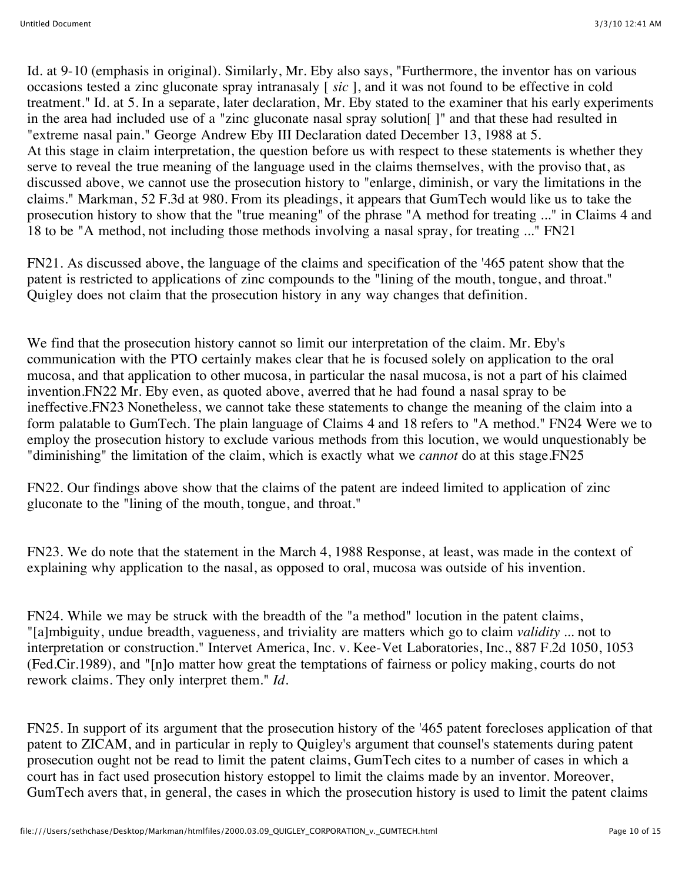Id. at 9-10 (emphasis in original). Similarly, Mr. Eby also says, "Furthermore, the inventor has on various occasions tested a zinc gluconate spray intranasaly [ *sic* ], and it was not found to be effective in cold treatment." Id. at 5. In a separate, later declaration, Mr. Eby stated to the examiner that his early experiments in the area had included use of a "zinc gluconate nasal spray solution[ ]" and that these had resulted in "extreme nasal pain." George Andrew Eby III Declaration dated December 13, 1988 at 5.

At this stage in claim interpretation, the question before us with respect to these statements is whether they serve to reveal the true meaning of the language used in the claims themselves, with the proviso that, as discussed above, we cannot use the prosecution history to "enlarge, diminish, or vary the limitations in the claims." Markman, 52 F.3d at 980. From its pleadings, it appears that GumTech would like us to take the prosecution history to show that the "true meaning" of the phrase "A method for treating ..." in Claims 4 and 18 to be "A method, not including those methods involving a nasal spray, for treating ..." FN21

FN21. As discussed above, the language of the claims and specification of the '465 patent show that the patent is restricted to applications of zinc compounds to the "lining of the mouth, tongue, and throat." Quigley does not claim that the prosecution history in any way changes that definition.

We find that the prosecution history cannot so limit our interpretation of the claim. Mr. Eby's communication with the PTO certainly makes clear that he is focused solely on application to the oral mucosa, and that application to other mucosa, in particular the nasal mucosa, is not a part of his claimed invention.FN22 Mr. Eby even, as quoted above, averred that he had found a nasal spray to be ineffective.FN23 Nonetheless, we cannot take these statements to change the meaning of the claim into a form palatable to GumTech. The plain language of Claims 4 and 18 refers to "A method." FN24 Were we to employ the prosecution history to exclude various methods from this locution, we would unquestionably be "diminishing" the limitation of the claim, which is exactly what we *cannot* do at this stage.FN25

FN22. Our findings above show that the claims of the patent are indeed limited to application of zinc gluconate to the "lining of the mouth, tongue, and throat."

FN23. We do note that the statement in the March 4, 1988 Response, at least, was made in the context of explaining why application to the nasal, as opposed to oral, mucosa was outside of his invention.

FN24. While we may be struck with the breadth of the "a method" locution in the patent claims, "[a]mbiguity, undue breadth, vagueness, and triviality are matters which go to claim *validity* ... not to interpretation or construction." Intervet America, Inc. v. Kee-Vet Laboratories, Inc., 887 F.2d 1050, 1053 (Fed.Cir.1989), and "[n]o matter how great the temptations of fairness or policy making, courts do not rework claims. They only interpret them." *Id.*

FN25. In support of its argument that the prosecution history of the '465 patent forecloses application of that patent to ZICAM, and in particular in reply to Quigley's argument that counsel's statements during patent prosecution ought not be read to limit the patent claims, GumTech cites to a number of cases in which a court has in fact used prosecution history estoppel to limit the claims made by an inventor. Moreover, GumTech avers that, in general, the cases in which the prosecution history is used to limit the patent claims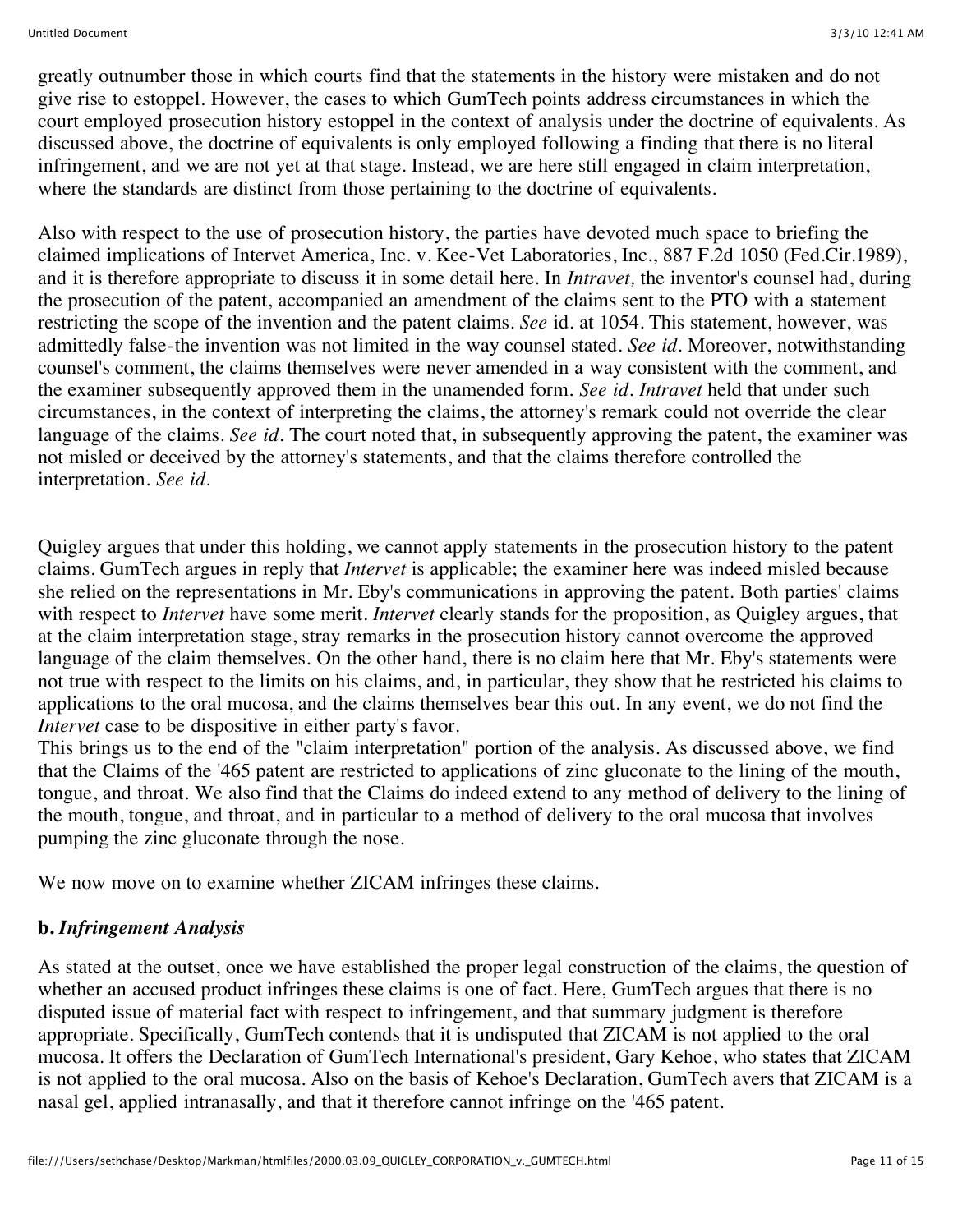greatly outnumber those in which courts find that the statements in the history were mistaken and do not give rise to estoppel. However, the cases to which GumTech points address circumstances in which the court employed prosecution history estoppel in the context of analysis under the doctrine of equivalents. As discussed above, the doctrine of equivalents is only employed following a finding that there is no literal infringement, and we are not yet at that stage. Instead, we are here still engaged in claim interpretation, where the standards are distinct from those pertaining to the doctrine of equivalents.

Also with respect to the use of prosecution history, the parties have devoted much space to briefing the claimed implications of Intervet America, Inc. v. Kee-Vet Laboratories, Inc., 887 F.2d 1050 (Fed.Cir.1989), and it is therefore appropriate to discuss it in some detail here. In *Intravet,* the inventor's counsel had, during the prosecution of the patent, accompanied an amendment of the claims sent to the PTO with a statement restricting the scope of the invention and the patent claims. *See* id. at 1054. This statement, however, was admittedly false-the invention was not limited in the way counsel stated. *See id.* Moreover, notwithstanding counsel's comment, the claims themselves were never amended in a way consistent with the comment, and the examiner subsequently approved them in the unamended form. *See id. Intravet* held that under such circumstances, in the context of interpreting the claims, the attorney's remark could not override the clear language of the claims. *See id.* The court noted that, in subsequently approving the patent, the examiner was not misled or deceived by the attorney's statements, and that the claims therefore controlled the interpretation. *See id.*

Quigley argues that under this holding, we cannot apply statements in the prosecution history to the patent claims. GumTech argues in reply that *Intervet* is applicable; the examiner here was indeed misled because she relied on the representations in Mr. Eby's communications in approving the patent. Both parties' claims with respect to *Intervet* have some merit. *Intervet* clearly stands for the proposition, as Quigley argues, that at the claim interpretation stage, stray remarks in the prosecution history cannot overcome the approved language of the claim themselves. On the other hand, there is no claim here that Mr. Eby's statements were not true with respect to the limits on his claims, and, in particular, they show that he restricted his claims to applications to the oral mucosa, and the claims themselves bear this out. In any event, we do not find the *Intervet* case to be dispositive in either party's favor.

This brings us to the end of the "claim interpretation" portion of the analysis. As discussed above, we find that the Claims of the '465 patent are restricted to applications of zinc gluconate to the lining of the mouth, tongue, and throat. We also find that the Claims do indeed extend to any method of delivery to the lining of the mouth, tongue, and throat, and in particular to a method of delivery to the oral mucosa that involves pumping the zinc gluconate through the nose.

We now move on to examine whether ZICAM infringes these claims.

**b.** ***Infringement Analysis***

As stated at the outset, once we have established the proper legal construction of the claims, the question of whether an accused product infringes these claims is one of fact. Here, GumTech argues that there is no disputed issue of material fact with respect to infringement, and that summary judgment is therefore appropriate. Specifically, GumTech contends that it is undisputed that ZICAM is not applied to the oral mucosa. It offers the Declaration of GumTech International's president, Gary Kehoe, who states that ZICAM is not applied to the oral mucosa. Also on the basis of Kehoe's Declaration, GumTech avers that ZICAM is a nasal gel, applied intranasally, and that it therefore cannot infringe on the '465 patent.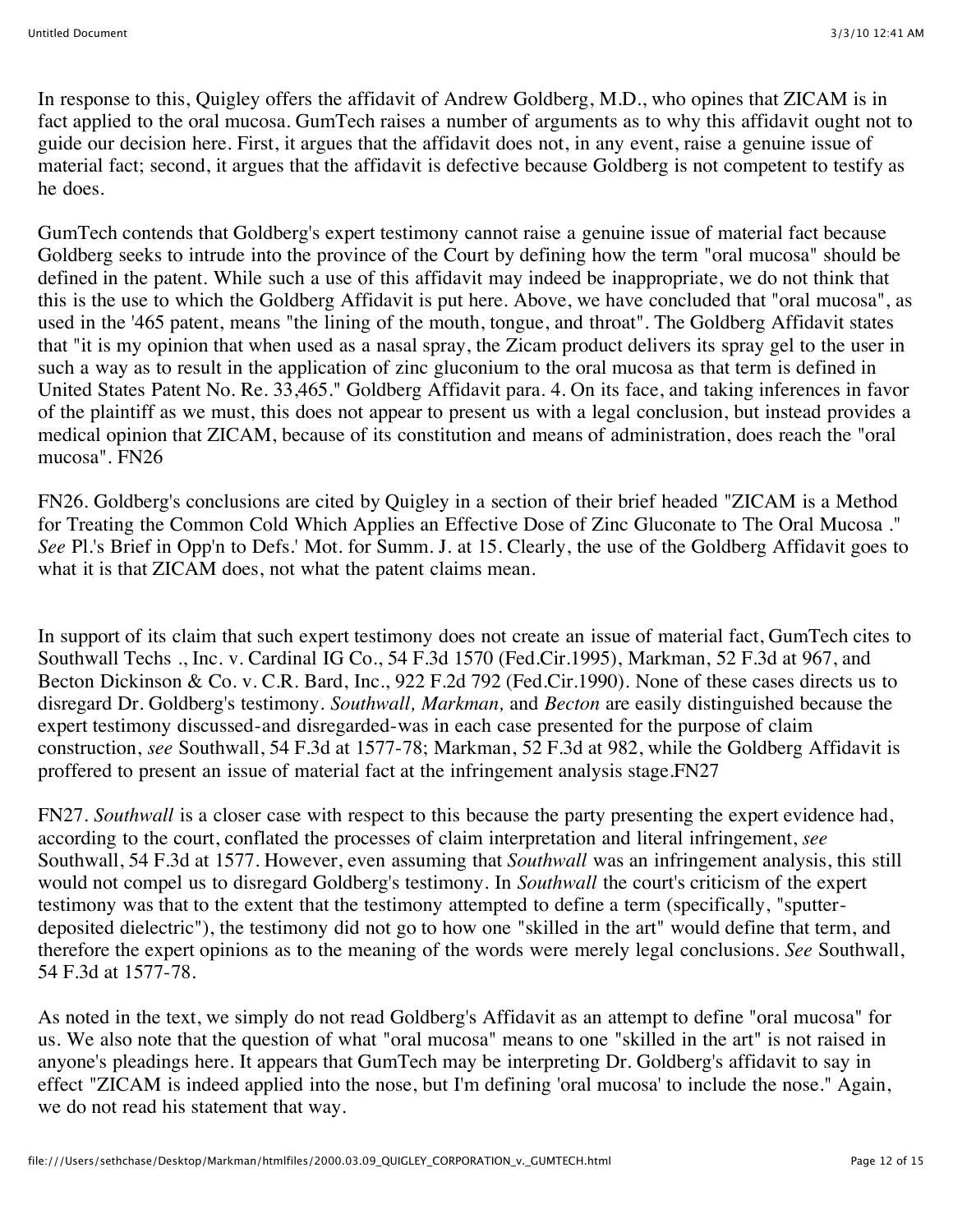In response to this, Quigley offers the affidavit of Andrew Goldberg, M.D., who opines that ZICAM is in fact applied to the oral mucosa. GumTech raises a number of arguments as to why this affidavit ought not to guide our decision here. First, it argues that the affidavit does not, in any event, raise a genuine issue of material fact; second, it argues that the affidavit is defective because Goldberg is not competent to testify as he does.

GumTech contends that Goldberg's expert testimony cannot raise a genuine issue of material fact because Goldberg seeks to intrude into the province of the Court by defining how the term "oral mucosa" should be defined in the patent. While such a use of this affidavit may indeed be inappropriate, we do not think that this is the use to which the Goldberg Affidavit is put here. Above, we have concluded that "oral mucosa", as used in the '465 patent, means "the lining of the mouth, tongue, and throat". The Goldberg Affidavit states that "it is my opinion that when used as a nasal spray, the Zicam product delivers its spray gel to the user in such a way as to result in the application of zinc gluconium to the oral mucosa as that term is defined in United States Patent No. Re. 33,465." Goldberg Affidavit para. 4. On its face, and taking inferences in favor of the plaintiff as we must, this does not appear to present us with a legal conclusion, but instead provides a medical opinion that ZICAM, because of its constitution and means of administration, does reach the "oral mucosa". FN26

FN26. Goldberg's conclusions are cited by Quigley in a section of their brief headed "ZICAM is a Method for Treating the Common Cold Which Applies an Effective Dose of Zinc Gluconate to The Oral Mucosa ." *See* Pl.'s Brief in Opp'n to Defs.' Mot. for Summ. J. at 15. Clearly, the use of the Goldberg Affidavit goes to what it is that ZICAM does, not what the patent claims mean.

In support of its claim that such expert testimony does not create an issue of material fact, GumTech cites to Southwall Techs ., Inc. v. Cardinal IG Co., 54 F.3d 1570 (Fed.Cir.1995), Markman, 52 F.3d at 967, and Becton Dickinson & Co. v. C.R. Bard, Inc., 922 F.2d 792 (Fed.Cir.1990). None of these cases directs us to disregard Dr. Goldberg's testimony. *Southwall, Markman,* and *Becton* are easily distinguished because the expert testimony discussed-and disregarded-was in each case presented for the purpose of claim construction, *see* Southwall, 54 F.3d at 1577-78; Markman, 52 F.3d at 982, while the Goldberg Affidavit is proffered to present an issue of material fact at the infringement analysis stage.FN27

FN27. *Southwall* is a closer case with respect to this because the party presenting the expert evidence had, according to the court, conflated the processes of claim interpretation and literal infringement, *see* Southwall, 54 F.3d at 1577. However, even assuming that *Southwall* was an infringement analysis, this still would not compel us to disregard Goldberg's testimony. In *Southwall* the court's criticism of the expert testimony was that to the extent that the testimony attempted to define a term (specifically, "sputter-deposited dielectric"), the testimony did not go to how one "skilled in the art" would define that term, and therefore the expert opinions as to the meaning of the words were merely legal conclusions. *See* Southwall, 54 F.3d at 1577-78.

As noted in the text, we simply do not read Goldberg's Affidavit as an attempt to define "oral mucosa" for us. We also note that the question of what "oral mucosa" means to one "skilled in the art" is not raised in anyone's pleadings here. It appears that GumTech may be interpreting Dr. Goldberg's affidavit to say in effect "ZICAM is indeed applied into the nose, but I'm defining 'oral mucosa' to include the nose." Again, we do not read his statement that way.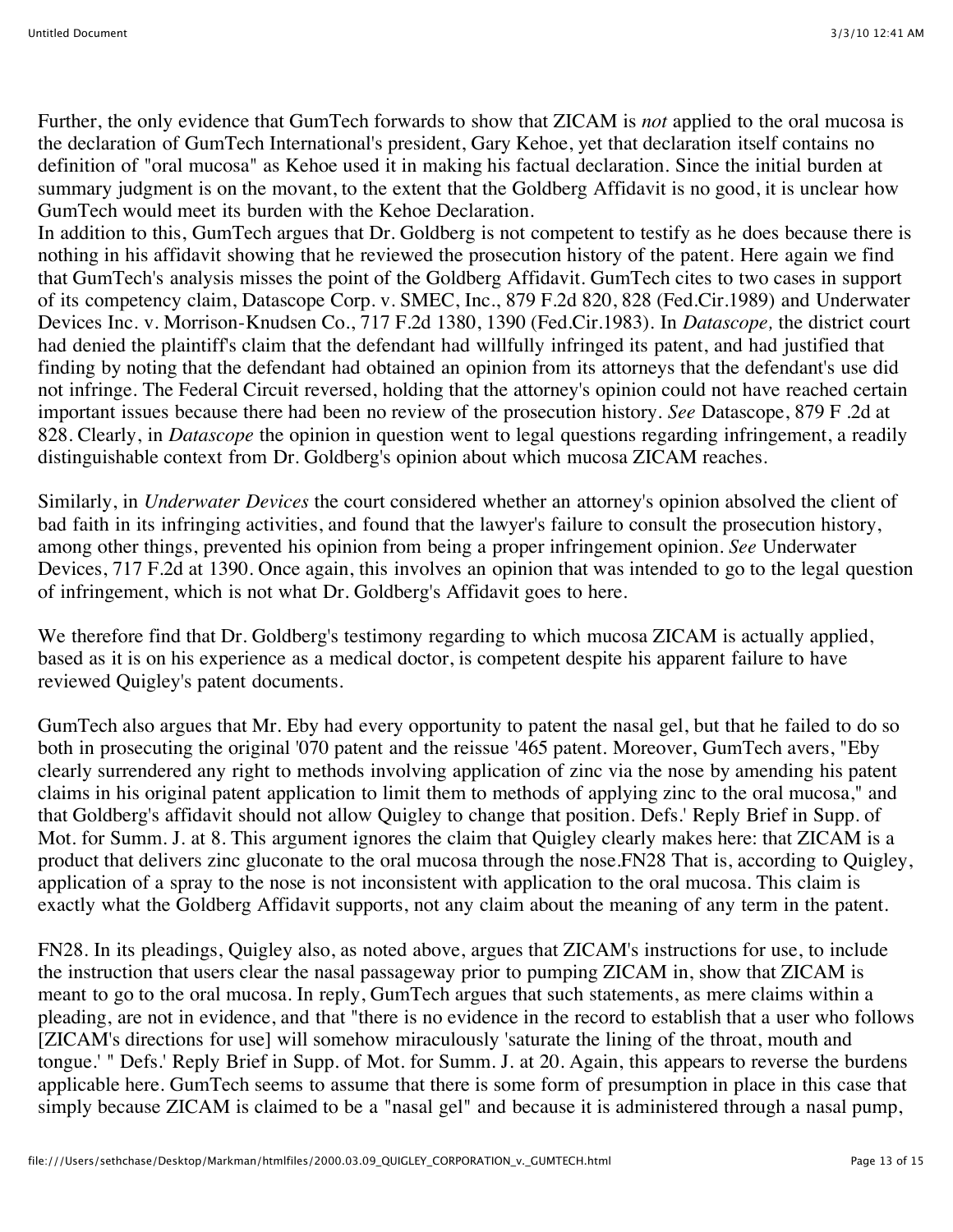Further, the only evidence that GumTech forwards to show that ZICAM is *not* applied to the oral mucosa is the declaration of GumTech International's president, Gary Kehoe, yet that declaration itself contains no definition of "oral mucosa" as Kehoe used it in making his factual declaration. Since the initial burden at summary judgment is on the movant, to the extent that the Goldberg Affidavit is no good, it is unclear how GumTech would meet its burden with the Kehoe Declaration.

In addition to this, GumTech argues that Dr. Goldberg is not competent to testify as he does because there is nothing in his affidavit showing that he reviewed the prosecution history of the patent. Here again we find that GumTech's analysis misses the point of the Goldberg Affidavit. GumTech cites to two cases in support of its competency claim, Datascope Corp. v. SMEC, Inc., 879 F.2d 820, 828 (Fed.Cir.1989) and Underwater Devices Inc. v. Morrison-Knudsen Co., 717 F.2d 1380, 1390 (Fed.Cir.1983). In *Datascope,* the district court had denied the plaintiff's claim that the defendant had willfully infringed its patent, and had justified that finding by noting that the defendant had obtained an opinion from its attorneys that the defendant's use did not infringe. The Federal Circuit reversed, holding that the attorney's opinion could not have reached certain important issues because there had been no review of the prosecution history. *See* Datascope, 879 F .2d at 828. Clearly, in *Datascope* the opinion in question went to legal questions regarding infringement, a readily distinguishable context from Dr. Goldberg's opinion about which mucosa ZICAM reaches.

Similarly, in *Underwater Devices* the court considered whether an attorney's opinion absolved the client of bad faith in its infringing activities, and found that the lawyer's failure to consult the prosecution history, among other things, prevented his opinion from being a proper infringement opinion. *See* Underwater Devices, 717 F.2d at 1390. Once again, this involves an opinion that was intended to go to the legal question of infringement, which is not what Dr. Goldberg's Affidavit goes to here.

We therefore find that Dr. Goldberg's testimony regarding to which mucosa ZICAM is actually applied, based as it is on his experience as a medical doctor, is competent despite his apparent failure to have reviewed Quigley's patent documents.

GumTech also argues that Mr. Eby had every opportunity to patent the nasal gel, but that he failed to do so both in prosecuting the original '070 patent and the reissue '465 patent. Moreover, GumTech avers, "Eby clearly surrendered any right to methods involving application of zinc via the nose by amending his patent claims in his original patent application to limit them to methods of applying zinc to the oral mucosa," and that Goldberg's affidavit should not allow Quigley to change that position. Defs.' Reply Brief in Supp. of Mot. for Summ. J. at 8. This argument ignores the claim that Quigley clearly makes here: that ZICAM is a product that delivers zinc gluconate to the oral mucosa through the nose.FN28 That is, according to Quigley, application of a spray to the nose is not inconsistent with application to the oral mucosa. This claim is exactly what the Goldberg Affidavit supports, not any claim about the meaning of any term in the patent.

FN28. In its pleadings, Quigley also, as noted above, argues that ZICAM's instructions for use, to include the instruction that users clear the nasal passageway prior to pumping ZICAM in, show that ZICAM is meant to go to the oral mucosa. In reply, GumTech argues that such statements, as mere claims within a pleading, are not in evidence, and that "there is no evidence in the record to establish that a user who follows [ZICAM's directions for use] will somehow miraculously 'saturate the lining of the throat, mouth and tongue.' " Defs.' Reply Brief in Supp. of Mot. for Summ. J. at 20. Again, this appears to reverse the burdens applicable here. GumTech seems to assume that there is some form of presumption in place in this case that simply because ZICAM is claimed to be a "nasal gel" and because it is administered through a nasal pump,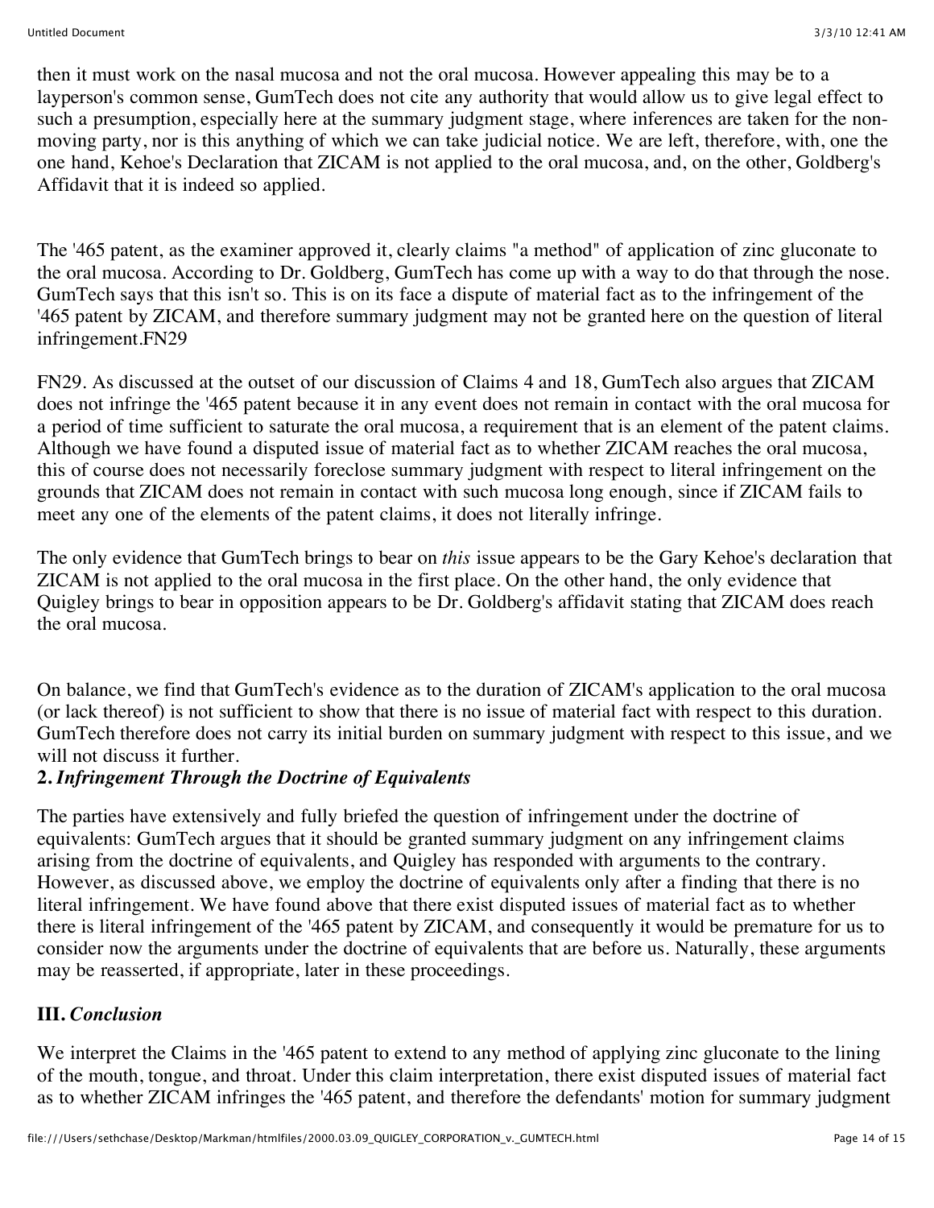then it must work on the nasal mucosa and not the oral mucosa. However appealing this may be to a layperson's common sense, GumTech does not cite any authority that would allow us to give legal effect to such a presumption, especially here at the summary judgment stage, where inferences are taken for the non-moving party, nor is this anything of which we can take judicial notice. We are left, therefore, with, one the one hand, Kehoe's Declaration that ZICAM is not applied to the oral mucosa, and, on the other, Goldberg's Affidavit that it is indeed so applied.

The '465 patent, as the examiner approved it, clearly claims "a method" of application of zinc gluconate to the oral mucosa. According to Dr. Goldberg, GumTech has come up with a way to do that through the nose. GumTech says that this isn't so. This is on its face a dispute of material fact as to the infringement of the '465 patent by ZICAM, and therefore summary judgment may not be granted here on the question of literal infringement.FN29

FN29. As discussed at the outset of our discussion of Claims 4 and 18, GumTech also argues that ZICAM does not infringe the '465 patent because it in any event does not remain in contact with the oral mucosa for a period of time sufficient to saturate the oral mucosa, a requirement that is an element of the patent claims. Although we have found a disputed issue of material fact as to whether ZICAM reaches the oral mucosa, this of course does not necessarily foreclose summary judgment with respect to literal infringement on the grounds that ZICAM does not remain in contact with such mucosa long enough, since if ZICAM fails to meet any one of the elements of the patent claims, it does not literally infringe.

The only evidence that GumTech brings to bear on *this* issue appears to be the Gary Kehoe's declaration that ZICAM is not applied to the oral mucosa in the first place. On the other hand, the only evidence that Quigley brings to bear in opposition appears to be Dr. Goldberg's affidavit stating that ZICAM does reach the oral mucosa.

On balance, we find that GumTech's evidence as to the duration of ZICAM's application to the oral mucosa (or lack thereof) is not sufficient to show that there is no issue of material fact with respect to this duration. GumTech therefore does not carry its initial burden on summary judgment with respect to this issue, and we will not discuss it further.

**2.** ***Infringement Through the Doctrine of Equivalents***

The parties have extensively and fully briefed the question of infringement under the doctrine of equivalents: GumTech argues that it should be granted summary judgment on any infringement claims arising from the doctrine of equivalents, and Quigley has responded with arguments to the contrary. However, as discussed above, we employ the doctrine of equivalents only after a finding that there is no literal infringement. We have found above that there exist disputed issues of material fact as to whether there is literal infringement of the '465 patent by ZICAM, and consequently it would be premature for us to consider now the arguments under the doctrine of equivalents that are before us. Naturally, these arguments may be reasserted, if appropriate, later in these proceedings.

**III.** ***Conclusion***

We interpret the Claims in the '465 patent to extend to any method of applying zinc gluconate to the lining of the mouth, tongue, and throat. Under this claim interpretation, there exist disputed issues of material fact as to whether ZICAM infringes the '465 patent, and therefore the defendants' motion for summary judgment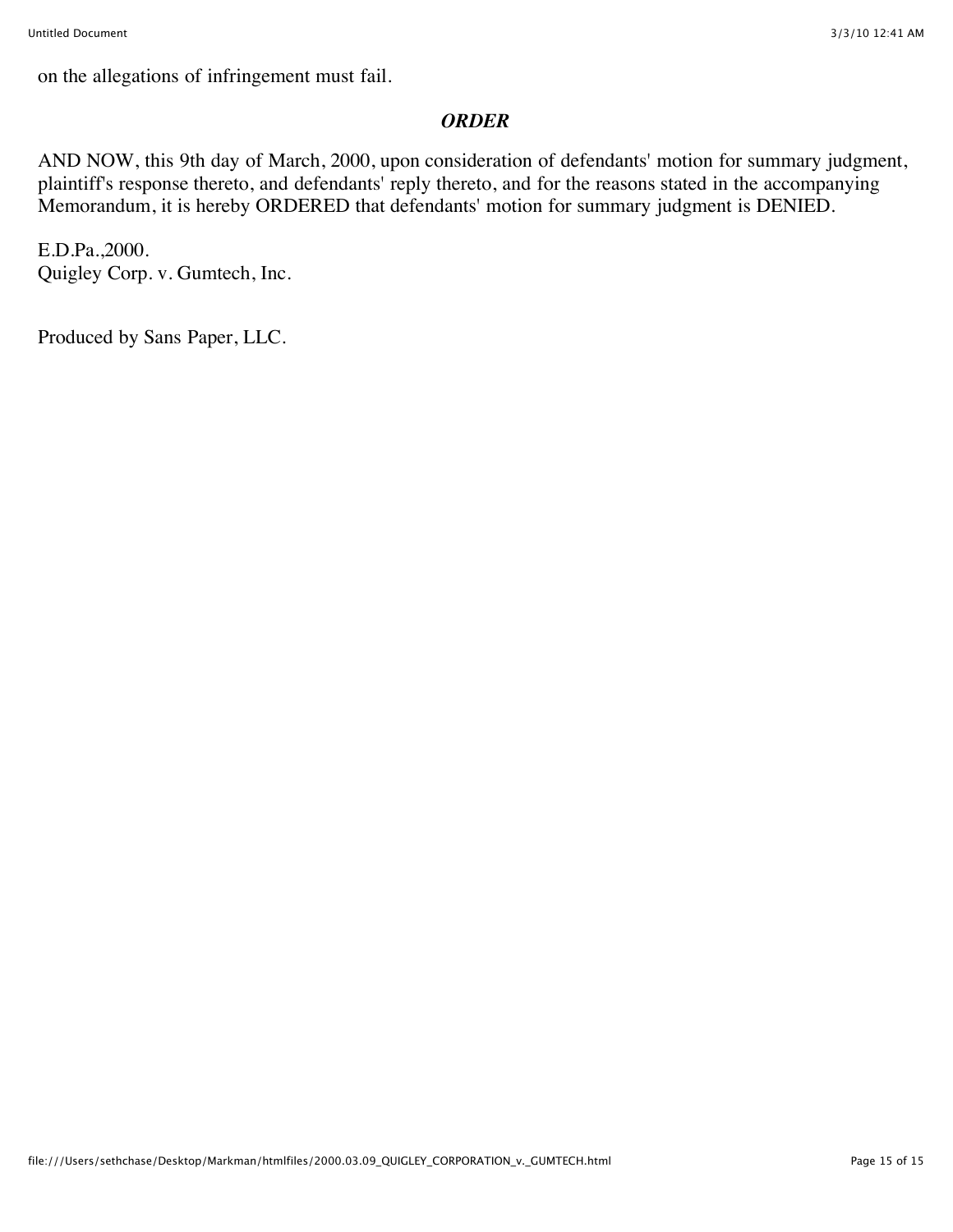on the allegations of infringement must fail.

***ORDER***

AND NOW, this 9th day of March, 2000, upon consideration of defendants' motion for summary judgment, plaintiff's response thereto, and defendants' reply thereto, and for the reasons stated in the accompanying Memorandum, it is hereby ORDERED that defendants' motion for summary judgment is DENIED.

E.D.Pa.,2000.
Quigley Corp. v. Gumtech, Inc.

Produced by Sans Paper, LLC.